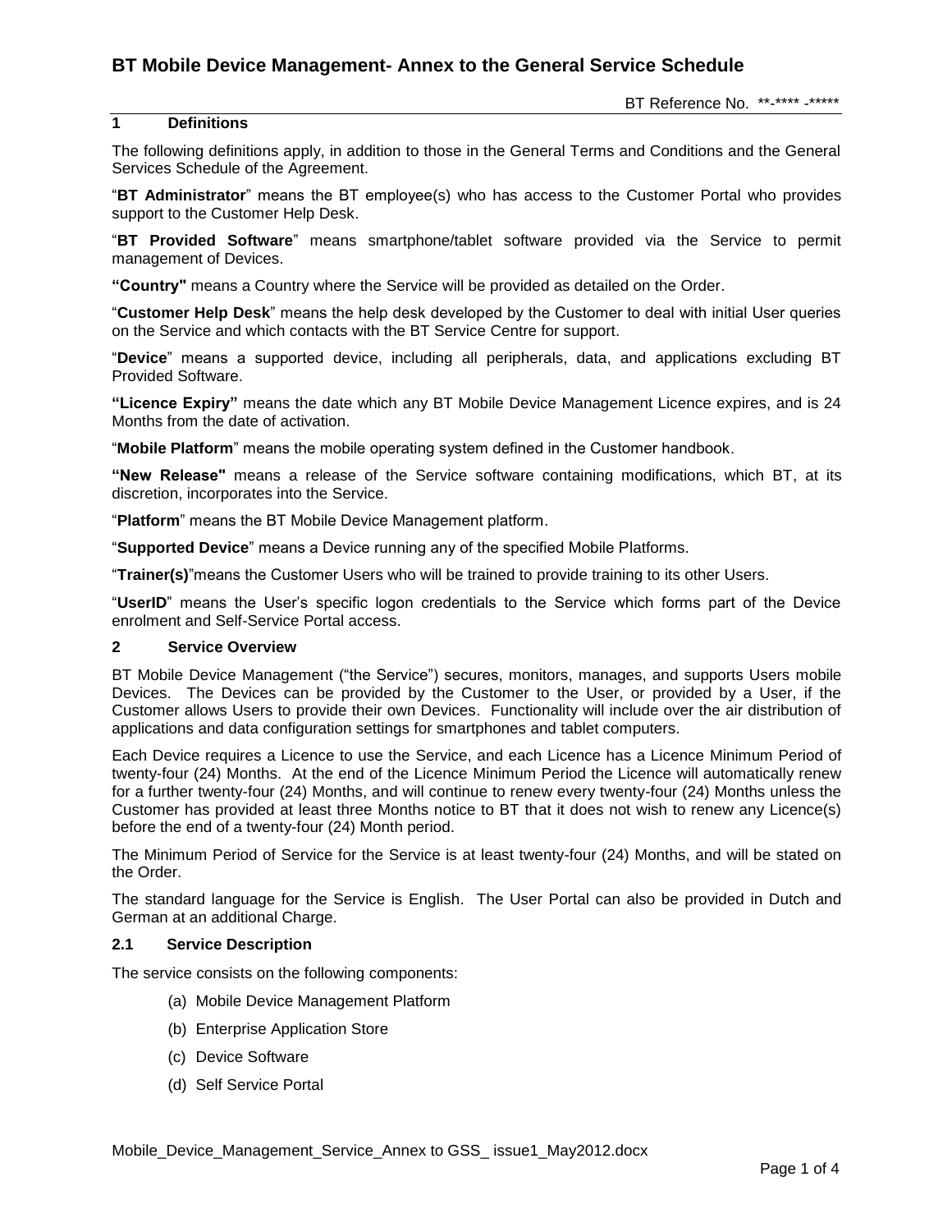# BT Mobile Device Management- Annex to the General Service Schedule

BT Reference No. **-**** -*****

## 1 Definitions

The following definitions apply, in addition to those in the General Terms and Conditions and the General Services Schedule of the Agreement.

"**BT Administrator**" means the BT employee(s) who has access to the Customer Portal who provides support to the Customer Help Desk.

"**BT Provided Software**" means smartphone/tablet software provided via the Service to permit management of Devices.

**"Country"** means a Country where the Service will be provided as detailed on the Order.

"**Customer Help Desk**" means the help desk developed by the Customer to deal with initial User queries on the Service and which contacts with the BT Service Centre for support.

"**Device**" means a supported device, including all peripherals, data, and applications excluding BT Provided Software.

**"Licence Expiry"** means the date which any BT Mobile Device Management Licence expires, and is 24 Months from the date of activation.

"**Mobile Platform**" means the mobile operating system defined in the Customer handbook.

**"New Release"** means a release of the Service software containing modifications, which BT, at its discretion, incorporates into the Service.

"**Platform**" means the BT Mobile Device Management platform.

"**Supported Device**" means a Device running any of the specified Mobile Platforms.

"**Trainer(s)**"means the Customer Users who will be trained to provide training to its other Users.

"**UserID**" means the User's specific logon credentials to the Service which forms part of the Device enrolment and Self-Service Portal access.

## 2 Service Overview

BT Mobile Device Management ("the Service") secures, monitors, manages, and supports Users mobile Devices. The Devices can be provided by the Customer to the User, or provided by a User, if the Customer allows Users to provide their own Devices. Functionality will include over the air distribution of applications and data configuration settings for smartphones and tablet computers.

Each Device requires a Licence to use the Service, and each Licence has a Licence Minimum Period of twenty-four (24) Months. At the end of the Licence Minimum Period the Licence will automatically renew for a further twenty-four (24) Months, and will continue to renew every twenty-four (24) Months unless the Customer has provided at least three Months notice to BT that it does not wish to renew any Licence(s) before the end of a twenty-four (24) Month period.

The Minimum Period of Service for the Service is at least twenty-four (24) Months, and will be stated on the Order.

The standard language for the Service is English. The User Portal can also be provided in Dutch and German at an additional Charge.

### 2.1 Service Description

The service consists on the following components:

(a) Mobile Device Management Platform

(b) Enterprise Application Store

(c) Device Software

(d) Self Service Portal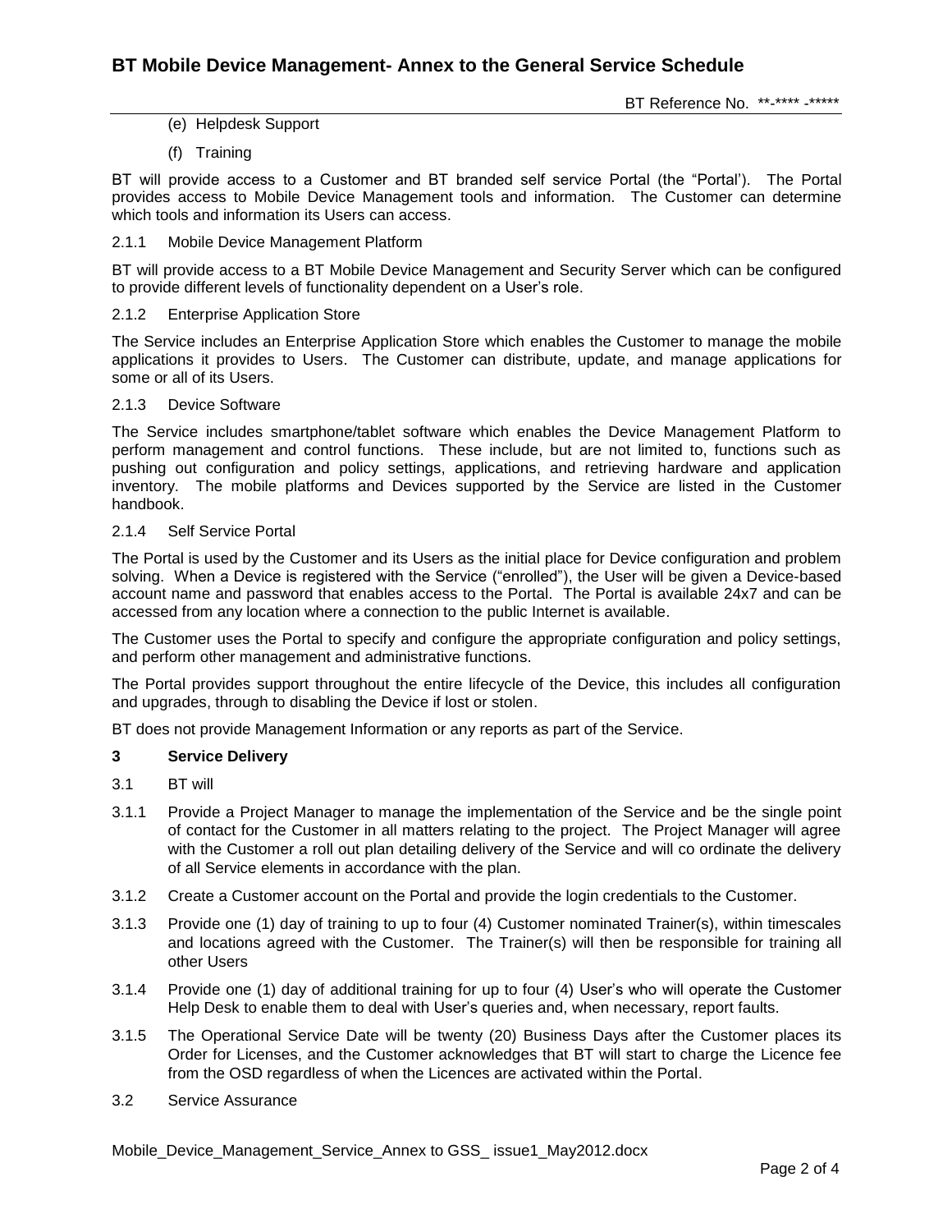(e) Helpdesk Support

(f) Training

BT will provide access to a Customer and BT branded self service Portal (the "Portal'). The Portal provides access to Mobile Device Management tools and information. The Customer can determine which tools and information its Users can access.

2.1.1 Mobile Device Management Platform

BT will provide access to a BT Mobile Device Management and Security Server which can be configured to provide different levels of functionality dependent on a User's role.

2.1.2 Enterprise Application Store

The Service includes an Enterprise Application Store which enables the Customer to manage the mobile applications it provides to Users. The Customer can distribute, update, and manage applications for some or all of its Users.

2.1.3 Device Software

The Service includes smartphone/tablet software which enables the Device Management Platform to perform management and control functions. These include, but are not limited to, functions such as pushing out configuration and policy settings, applications, and retrieving hardware and application inventory. The mobile platforms and Devices supported by the Service are listed in the Customer handbook.

2.1.4 Self Service Portal

The Portal is used by the Customer and its Users as the initial place for Device configuration and problem solving. When a Device is registered with the Service ("enrolled"), the User will be given a Device-based account name and password that enables access to the Portal. The Portal is available 24x7 and can be accessed from any location where a connection to the public Internet is available.

The Customer uses the Portal to specify and configure the appropriate configuration and policy settings, and perform other management and administrative functions.

The Portal provides support throughout the entire lifecycle of the Device, this includes all configuration and upgrades, through to disabling the Device if lost or stolen.

BT does not provide Management Information or any reports as part of the Service.

## 3 Service Delivery

3.1 BT will

3.1.1 Provide a Project Manager to manage the implementation of the Service and be the single point of contact for the Customer in all matters relating to the project. The Project Manager will agree with the Customer a roll out plan detailing delivery of the Service and will co ordinate the delivery of all Service elements in accordance with the plan.

3.1.2 Create a Customer account on the Portal and provide the login credentials to the Customer.

3.1.3 Provide one (1) day of training to up to four (4) Customer nominated Trainer(s), within timescales and locations agreed with the Customer. The Trainer(s) will then be responsible for training all other Users

3.1.4 Provide one (1) day of additional training for up to four (4) User's who will operate the Customer Help Desk to enable them to deal with User's queries and, when necessary, report faults.

3.1.5 The Operational Service Date will be twenty (20) Business Days after the Customer places its Order for Licenses, and the Customer acknowledges that BT will start to charge the Licence fee from the OSD regardless of when the Licences are activated within the Portal.

3.2 Service Assurance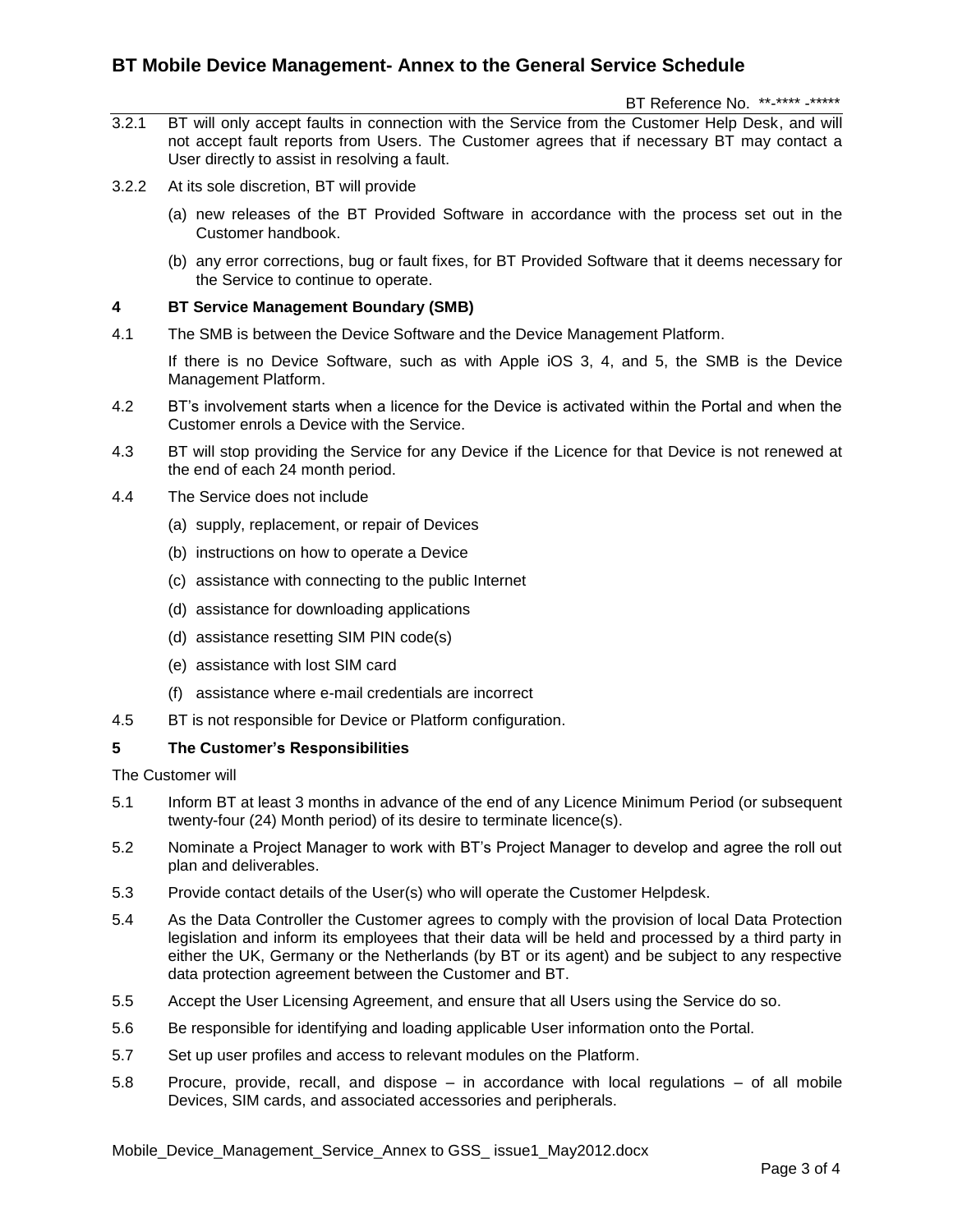3.2.1 BT will only accept faults in connection with the Service from the Customer Help Desk, and will not accept fault reports from Users. The Customer agrees that if necessary BT may contact a User directly to assist in resolving a fault.

3.2.2 At its sole discretion, BT will provide

(a) new releases of the BT Provided Software in accordance with the process set out in the Customer handbook.

(b) any error corrections, bug or fault fixes, for BT Provided Software that it deems necessary for the Service to continue to operate.

## 4 BT Service Management Boundary (SMB)

4.1 The SMB is between the Device Software and the Device Management Platform.

If there is no Device Software, such as with Apple iOS 3, 4, and 5, the SMB is the Device Management Platform.

4.2 BT's involvement starts when a licence for the Device is activated within the Portal and when the Customer enrols a Device with the Service.

4.3 BT will stop providing the Service for any Device if the Licence for that Device is not renewed at the end of each 24 month period.

4.4 The Service does not include

(a) supply, replacement, or repair of Devices

(b) instructions on how to operate a Device

(c) assistance with connecting to the public Internet

(d) assistance for downloading applications

(d) assistance resetting SIM PIN code(s)

(e) assistance with lost SIM card

(f) assistance where e-mail credentials are incorrect

4.5 BT is not responsible for Device or Platform configuration.

## 5 The Customer's Responsibilities

The Customer will

5.1 Inform BT at least 3 months in advance of the end of any Licence Minimum Period (or subsequent twenty-four (24) Month period) of its desire to terminate licence(s).

5.2 Nominate a Project Manager to work with BT's Project Manager to develop and agree the roll out plan and deliverables.

5.3 Provide contact details of the User(s) who will operate the Customer Helpdesk.

5.4 As the Data Controller the Customer agrees to comply with the provision of local Data Protection legislation and inform its employees that their data will be held and processed by a third party in either the UK, Germany or the Netherlands (by BT or its agent) and be subject to any respective data protection agreement between the Customer and BT.

5.5 Accept the User Licensing Agreement, and ensure that all Users using the Service do so.

5.6 Be responsible for identifying and loading applicable User information onto the Portal.

5.7 Set up user profiles and access to relevant modules on the Platform.

5.8 Procure, provide, recall, and dispose – in accordance with local regulations – of all mobile Devices, SIM cards, and associated accessories and peripherals.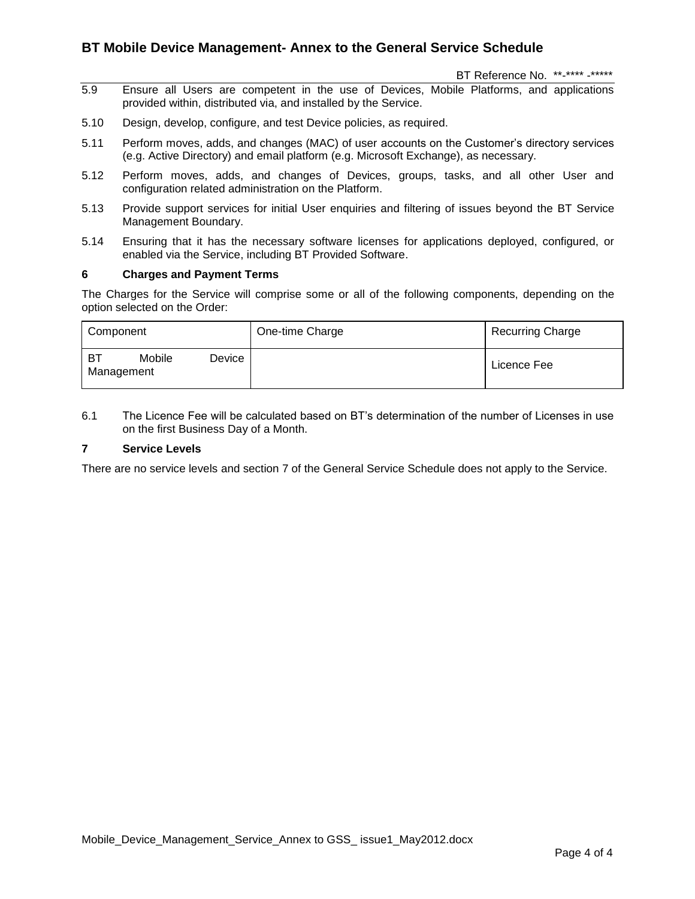5.9 Ensure all Users are competent in the use of Devices, Mobile Platforms, and applications provided within, distributed via, and installed by the Service.

5.10 Design, develop, configure, and test Device policies, as required.

5.11 Perform moves, adds, and changes (MAC) of user accounts on the Customer's directory services (e.g. Active Directory) and email platform (e.g. Microsoft Exchange), as necessary.

5.12 Perform moves, adds, and changes of Devices, groups, tasks, and all other User and configuration related administration on the Platform.

5.13 Provide support services for initial User enquiries and filtering of issues beyond the BT Service Management Boundary.

5.14 Ensuring that it has the necessary software licenses for applications deployed, configured, or enabled via the Service, including BT Provided Software.

## 6 Charges and Payment Terms

The Charges for the Service will comprise some or all of the following components, depending on the option selected on the Order:

| Component | One-time Charge | Recurring Charge |
|---|---|---|
| BT Mobile Device Management | | Licence Fee |

6.1 The Licence Fee will be calculated based on BT's determination of the number of Licenses in use on the first Business Day of a Month.

## 7 Service Levels

There are no service levels and section 7 of the General Service Schedule does not apply to the Service.